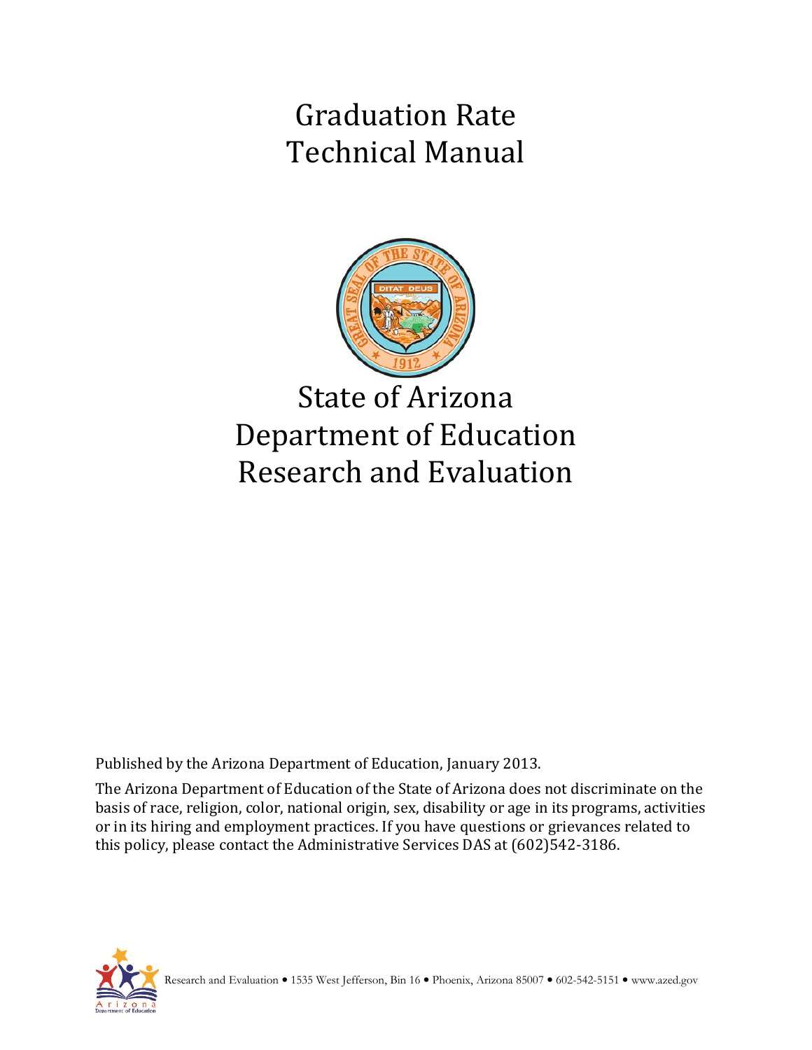# Graduation Rate Technical Manual

# State of Arizona Department of Education Research and Evaluation

Published by the Arizona Department of Education, January 2013.

The Arizona Department of Education of the State of Arizona does not discriminate on the basis of race, religion, color, national origin, sex, disability or age in its programs, activities or in its hiring and employment practices. If you have questions or grievances related to this policy, please contact the Administrative Services DAS at (602)542-3186.

Research and Evaluation • 1535 West Jefferson, Bin 16 • Phoenix, Arizona 85007 • 602-542-5151 • www.azed.gov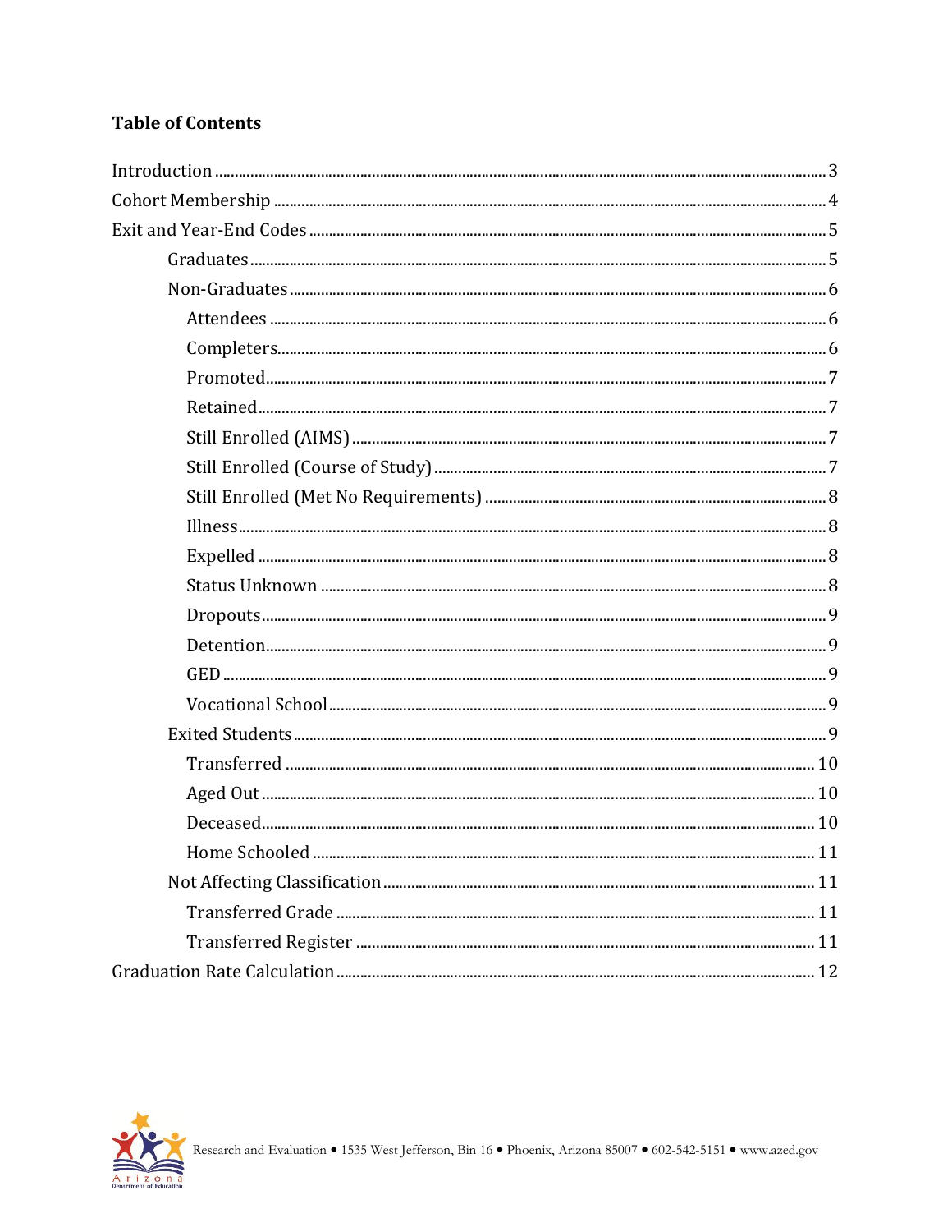## Table of Contents

- Introduction ... 3
- Cohort Membership ... 4
- Exit and Year-End Codes ... 5
    - Graduates ... 5
    - Non-Graduates ... 6
        - Attendees ... 6
        - Completers ... 6
        - Promoted ... 7
        - Retained ... 7
        - Still Enrolled (AIMS) ... 7
        - Still Enrolled (Course of Study) ... 7
        - Still Enrolled (Met No Requirements) ... 8
        - Illness ... 8
        - Expelled ... 8
        - Status Unknown ... 8
        - Dropouts ... 9
        - Detention ... 9
        - GED ... 9
        - Vocational School ... 9
    - Exited Students ... 9
        - Transferred ... 10
        - Aged Out ... 10
        - Deceased ... 10
        - Home Schooled ... 11
    - Not Affecting Classification ... 11
        - Transferred Grade ... 11
        - Transferred Register ... 11
- Graduation Rate Calculation ... 12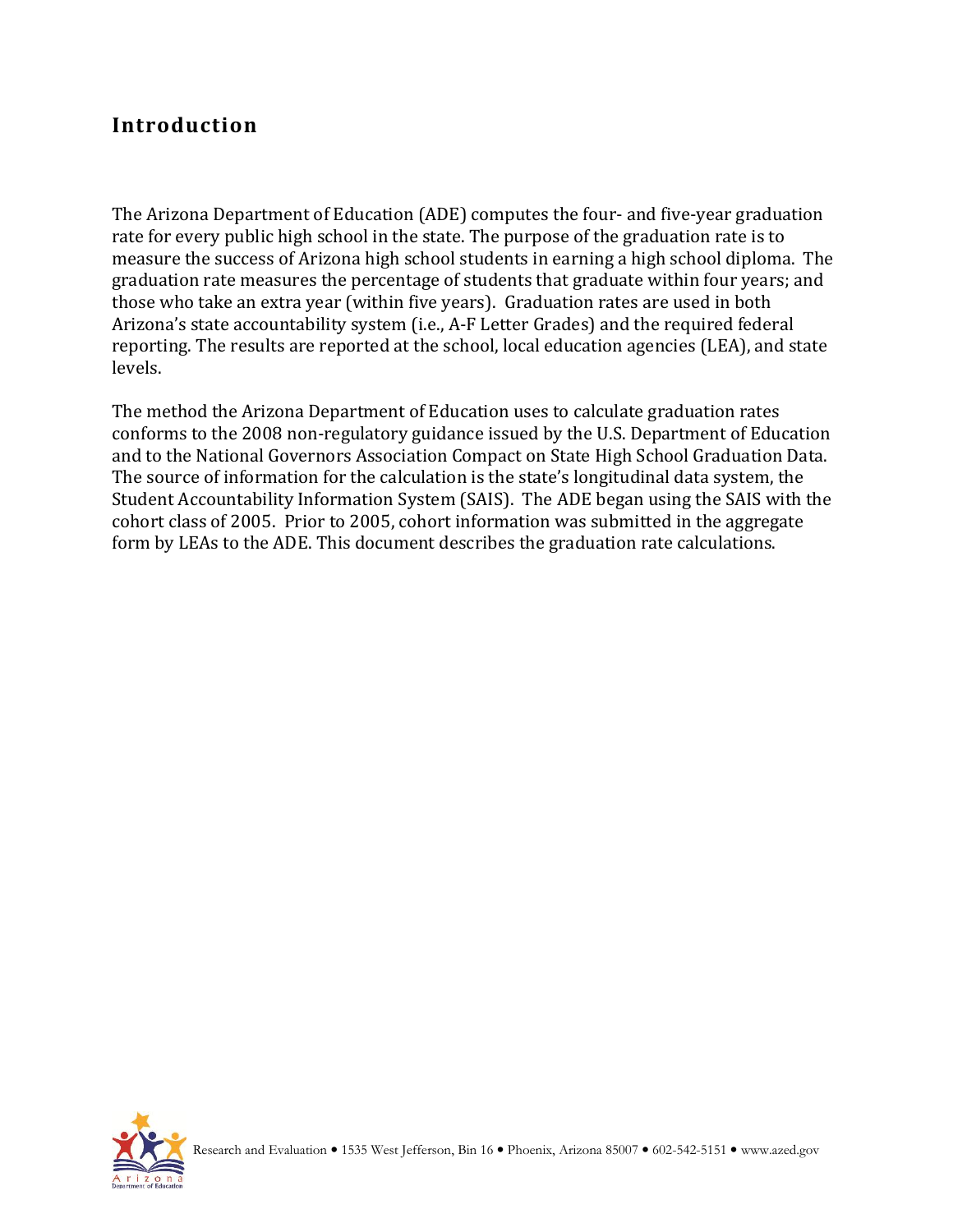## Introduction

The Arizona Department of Education (ADE) computes the four- and five-year graduation rate for every public high school in the state. The purpose of the graduation rate is to measure the success of Arizona high school students in earning a high school diploma. The graduation rate measures the percentage of students that graduate within four years; and those who take an extra year (within five years). Graduation rates are used in both Arizona's state accountability system (i.e., A-F Letter Grades) and the required federal reporting. The results are reported at the school, local education agencies (LEA), and state levels.

The method the Arizona Department of Education uses to calculate graduation rates conforms to the 2008 non-regulatory guidance issued by the U.S. Department of Education and to the National Governors Association Compact on State High School Graduation Data. The source of information for the calculation is the state's longitudinal data system, the Student Accountability Information System (SAIS). The ADE began using the SAIS with the cohort class of 2005. Prior to 2005, cohort information was submitted in the aggregate form by LEAs to the ADE. This document describes the graduation rate calculations.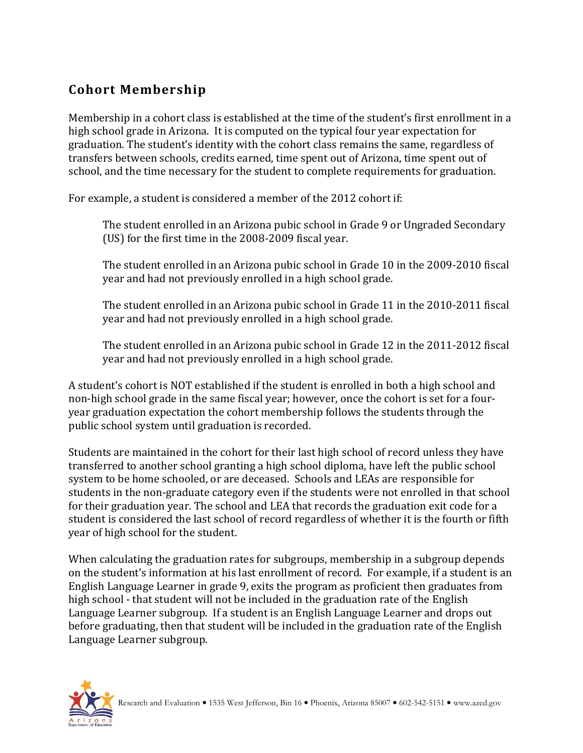## Cohort Membership

Membership in a cohort class is established at the time of the student's first enrollment in a high school grade in Arizona. It is computed on the typical four year expectation for graduation. The student's identity with the cohort class remains the same, regardless of transfers between schools, credits earned, time spent out of Arizona, time spent out of school, and the time necessary for the student to complete requirements for graduation.

For example, a student is considered a member of the 2012 cohort if:

> The student enrolled in an Arizona pubic school in Grade 9 or Ungraded Secondary (US) for the first time in the 2008-2009 fiscal year.
>
> The student enrolled in an Arizona pubic school in Grade 10 in the 2009-2010 fiscal year and had not previously enrolled in a high school grade.
>
> The student enrolled in an Arizona pubic school in Grade 11 in the 2010-2011 fiscal year and had not previously enrolled in a high school grade.
>
> The student enrolled in an Arizona pubic school in Grade 12 in the 2011-2012 fiscal year and had not previously enrolled in a high school grade.

A student's cohort is NOT established if the student is enrolled in both a high school and non-high school grade in the same fiscal year; however, once the cohort is set for a four-year graduation expectation the cohort membership follows the students through the public school system until graduation is recorded.

Students are maintained in the cohort for their last high school of record unless they have transferred to another school granting a high school diploma, have left the public school system to be home schooled, or are deceased. Schools and LEAs are responsible for students in the non-graduate category even if the students were not enrolled in that school for their graduation year. The school and LEA that records the graduation exit code for a student is considered the last school of record regardless of whether it is the fourth or fifth year of high school for the student.

When calculating the graduation rates for subgroups, membership in a subgroup depends on the student's information at his last enrollment of record. For example, if a student is an English Language Learner in grade 9, exits the program as proficient then graduates from high school - that student will not be included in the graduation rate of the English Language Learner subgroup. If a student is an English Language Learner and drops out before graduating, then that student will be included in the graduation rate of the English Language Learner subgroup.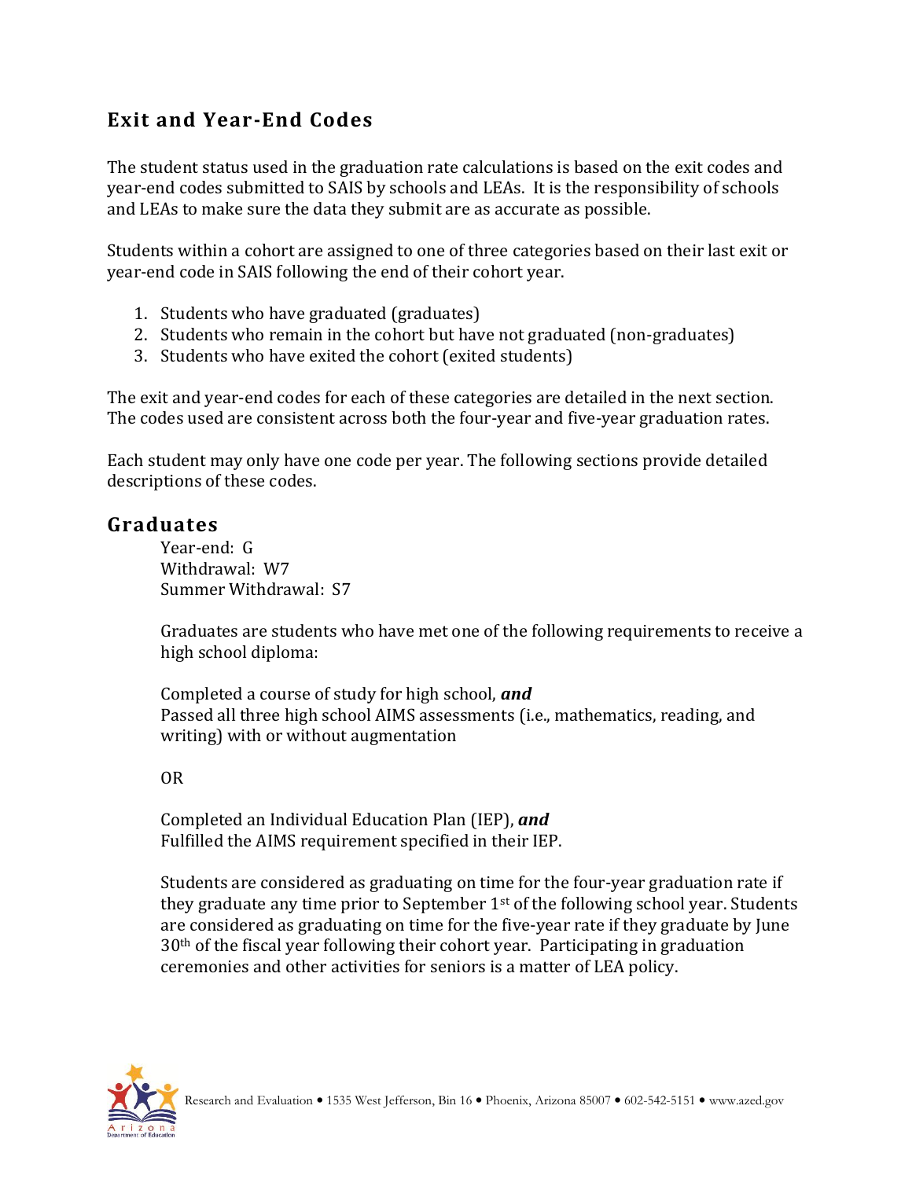## Exit and Year-End Codes

The student status used in the graduation rate calculations is based on the exit codes and year-end codes submitted to SAIS by schools and LEAs. It is the responsibility of schools and LEAs to make sure the data they submit are as accurate as possible.

Students within a cohort are assigned to one of three categories based on their last exit or year-end code in SAIS following the end of their cohort year.

1. Students who have graduated (graduates)
2. Students who remain in the cohort but have not graduated (non-graduates)
3. Students who have exited the cohort (exited students)

The exit and year-end codes for each of these categories are detailed in the next section. The codes used are consistent across both the four-year and five-year graduation rates.

Each student may only have one code per year. The following sections provide detailed descriptions of these codes.

### Graduates

Year-end: G
Withdrawal: W7
Summer Withdrawal: S7

Graduates are students who have met one of the following requirements to receive a high school diploma:

Completed a course of study for high school, ***and***
Passed all three high school AIMS assessments (i.e., mathematics, reading, and writing) with or without augmentation

OR

Completed an Individual Education Plan (IEP), ***and***
Fulfilled the AIMS requirement specified in their IEP.

Students are considered as graduating on time for the four-year graduation rate if they graduate any time prior to September 1st of the following school year. Students are considered as graduating on time for the five-year rate if they graduate by June 30th of the fiscal year following their cohort year. Participating in graduation ceremonies and other activities for seniors is a matter of LEA policy.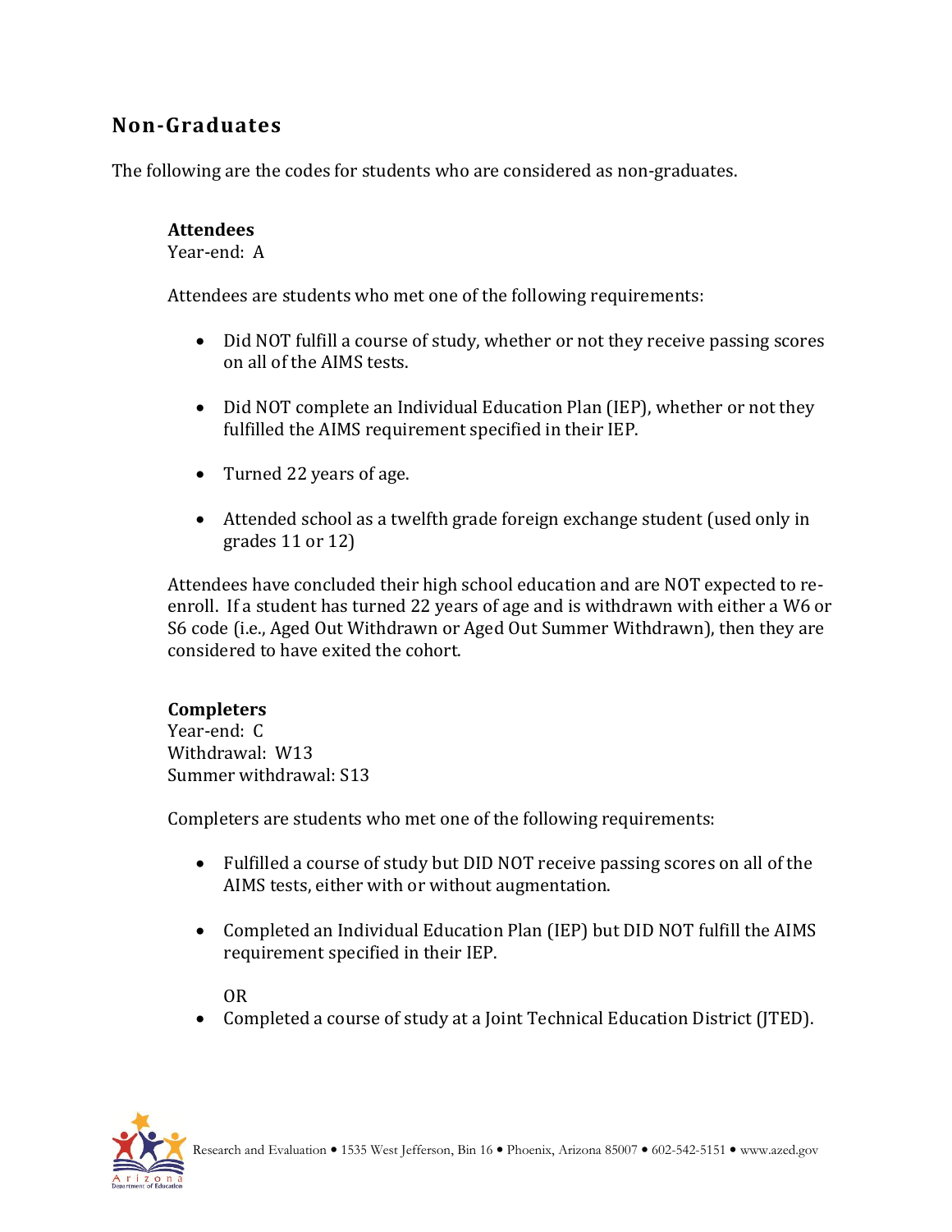## Non-Graduates

The following are the codes for students who are considered as non-graduates.

**Attendees**
Year-end: A

Attendees are students who met one of the following requirements:

- Did NOT fulfill a course of study, whether or not they receive passing scores on all of the AIMS tests.
- Did NOT complete an Individual Education Plan (IEP), whether or not they fulfilled the AIMS requirement specified in their IEP.
- Turned 22 years of age.
- Attended school as a twelfth grade foreign exchange student (used only in grades 11 or 12)

Attendees have concluded their high school education and are NOT expected to re-enroll. If a student has turned 22 years of age and is withdrawn with either a W6 or S6 code (i.e., Aged Out Withdrawn or Aged Out Summer Withdrawn), then they are considered to have exited the cohort.

**Completers**
Year-end: C
Withdrawal: W13
Summer withdrawal: S13

Completers are students who met one of the following requirements:

- Fulfilled a course of study but DID NOT receive passing scores on all of the AIMS tests, either with or without augmentation.
- Completed an Individual Education Plan (IEP) but DID NOT fulfill the AIMS requirement specified in their IEP.

  OR
- Completed a course of study at a Joint Technical Education District (JTED).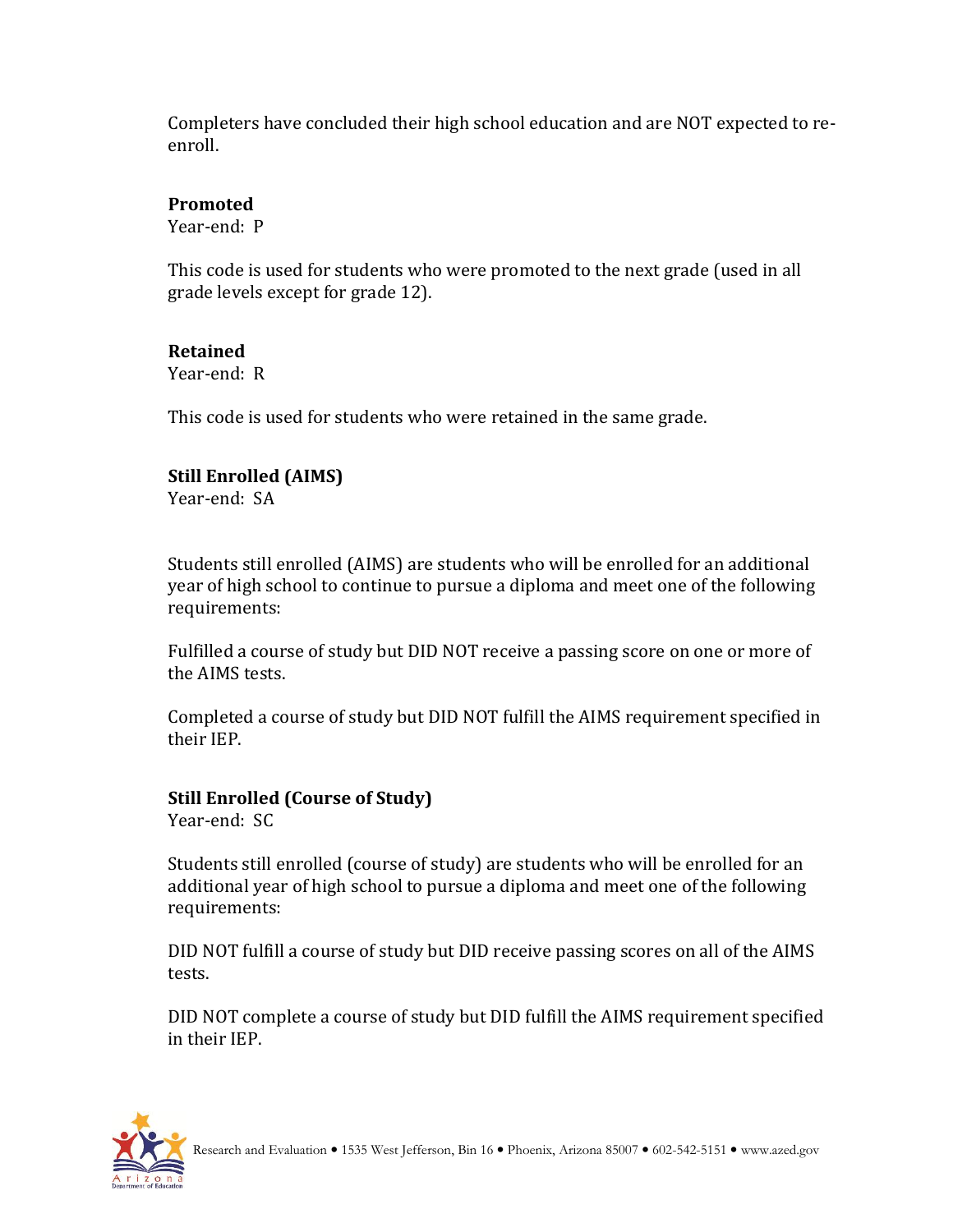Completers have concluded their high school education and are NOT expected to re-enroll.

**Promoted**
Year-end: P

This code is used for students who were promoted to the next grade (used in all grade levels except for grade 12).

**Retained**
Year-end: R

This code is used for students who were retained in the same grade.

**Still Enrolled (AIMS)**
Year-end: SA

Students still enrolled (AIMS) are students who will be enrolled for an additional year of high school to continue to pursue a diploma and meet one of the following requirements:

Fulfilled a course of study but DID NOT receive a passing score on one or more of the AIMS tests.

Completed a course of study but DID NOT fulfill the AIMS requirement specified in their IEP.

**Still Enrolled (Course of Study)**
Year-end: SC

Students still enrolled (course of study) are students who will be enrolled for an additional year of high school to pursue a diploma and meet one of the following requirements:

DID NOT fulfill a course of study but DID receive passing scores on all of the AIMS tests.

DID NOT complete a course of study but DID fulfill the AIMS requirement specified in their IEP.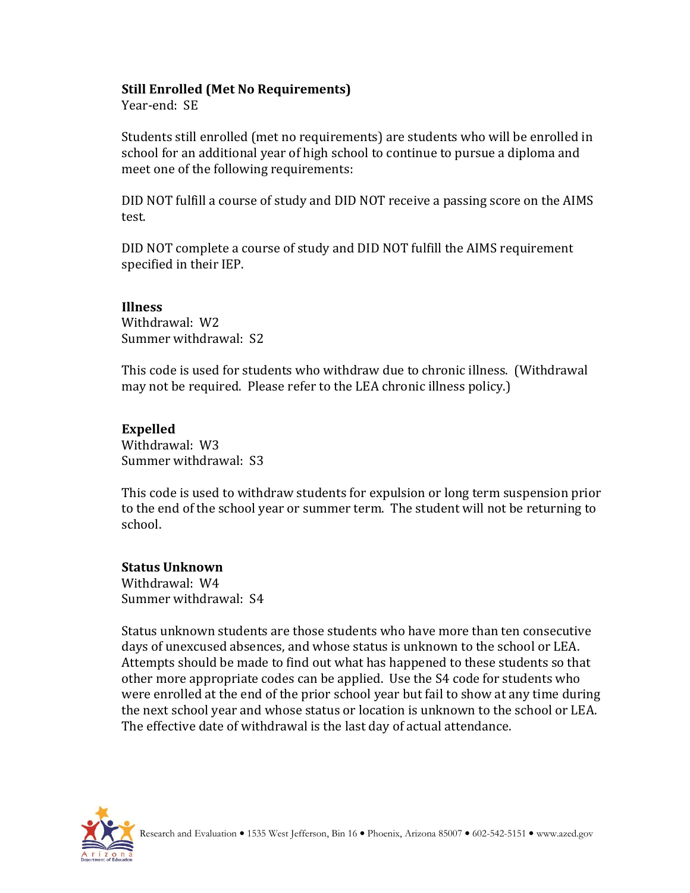**Still Enrolled (Met No Requirements)**
Year-end: SE

Students still enrolled (met no requirements) are students who will be enrolled in school for an additional year of high school to continue to pursue a diploma and meet one of the following requirements:

DID NOT fulfill a course of study and DID NOT receive a passing score on the AIMS test.

DID NOT complete a course of study and DID NOT fulfill the AIMS requirement specified in their IEP.

**Illness**
Withdrawal: W2
Summer withdrawal: S2

This code is used for students who withdraw due to chronic illness. (Withdrawal may not be required. Please refer to the LEA chronic illness policy.)

**Expelled**
Withdrawal: W3
Summer withdrawal: S3

This code is used to withdraw students for expulsion or long term suspension prior to the end of the school year or summer term. The student will not be returning to school.

**Status Unknown**
Withdrawal: W4
Summer withdrawal: S4

Status unknown students are those students who have more than ten consecutive days of unexcused absences, and whose status is unknown to the school or LEA. Attempts should be made to find out what has happened to these students so that other more appropriate codes can be applied. Use the S4 code for students who were enrolled at the end of the prior school year but fail to show at any time during the next school year and whose status or location is unknown to the school or LEA. The effective date of withdrawal is the last day of actual attendance.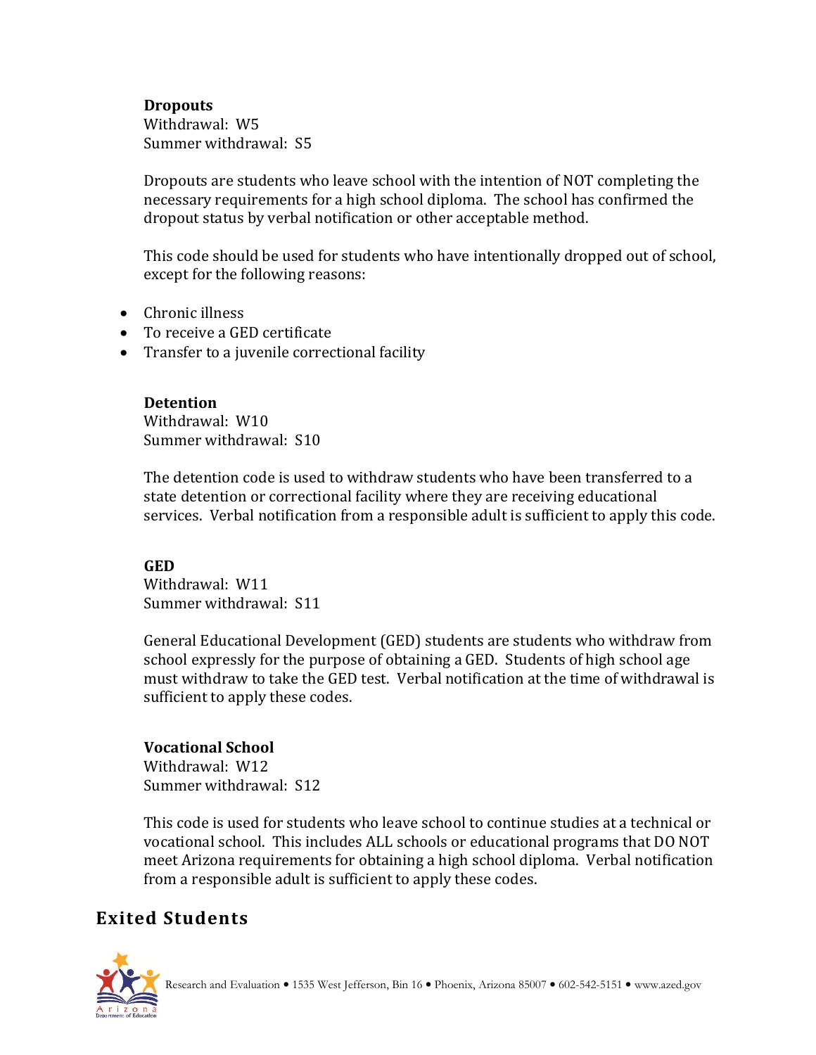**Dropouts**
Withdrawal: W5
Summer withdrawal: S5

Dropouts are students who leave school with the intention of NOT completing the necessary requirements for a high school diploma. The school has confirmed the dropout status by verbal notification or other acceptable method.

This code should be used for students who have intentionally dropped out of school, except for the following reasons:

- Chronic illness
- To receive a GED certificate
- Transfer to a juvenile correctional facility

**Detention**
Withdrawal: W10
Summer withdrawal: S10

The detention code is used to withdraw students who have been transferred to a state detention or correctional facility where they are receiving educational services. Verbal notification from a responsible adult is sufficient to apply this code.

**GED**
Withdrawal: W11
Summer withdrawal: S11

General Educational Development (GED) students are students who withdraw from school expressly for the purpose of obtaining a GED. Students of high school age must withdraw to take the GED test. Verbal notification at the time of withdrawal is sufficient to apply these codes.

**Vocational School**
Withdrawal: W12
Summer withdrawal: S12

This code is used for students who leave school to continue studies at a technical or vocational school. This includes ALL schools or educational programs that DO NOT meet Arizona requirements for obtaining a high school diploma. Verbal notification from a responsible adult is sufficient to apply these codes.

## Exited Students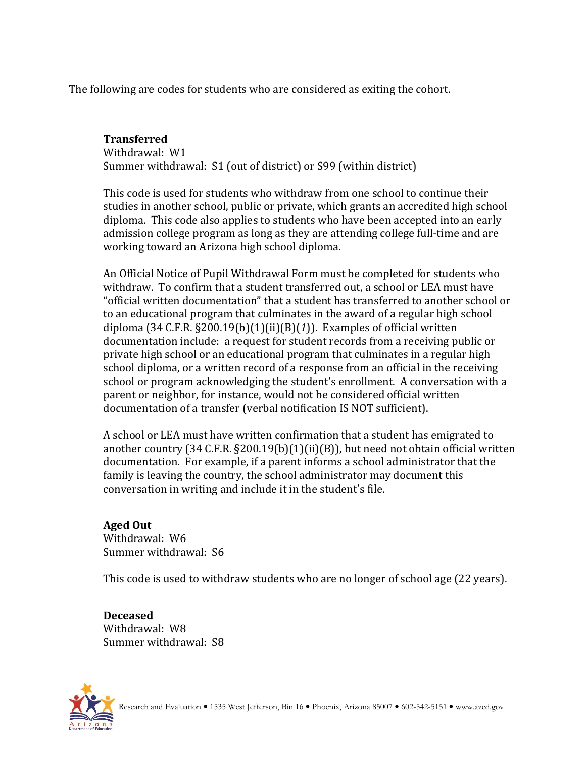The following are codes for students who are considered as exiting the cohort.

**Transferred**
Withdrawal: W1
Summer withdrawal: S1 (out of district) or S99 (within district)

This code is used for students who withdraw from one school to continue their studies in another school, public or private, which grants an accredited high school diploma. This code also applies to students who have been accepted into an early admission college program as long as they are attending college full-time and are working toward an Arizona high school diploma.

An Official Notice of Pupil Withdrawal Form must be completed for students who withdraw. To confirm that a student transferred out, a school or LEA must have "official written documentation" that a student has transferred to another school or to an educational program that culminates in the award of a regular high school diploma (34 C.F.R. §200.19(b)(1)(ii)(B)(*1*)). Examples of official written documentation include: a request for student records from a receiving public or private high school or an educational program that culminates in a regular high school diploma, or a written record of a response from an official in the receiving school or program acknowledging the student's enrollment. A conversation with a parent or neighbor, for instance, would not be considered official written documentation of a transfer (verbal notification IS NOT sufficient).

A school or LEA must have written confirmation that a student has emigrated to another country (34 C.F.R. §200.19(b)(1)(ii)(B)), but need not obtain official written documentation. For example, if a parent informs a school administrator that the family is leaving the country, the school administrator may document this conversation in writing and include it in the student's file.

**Aged Out**
Withdrawal: W6
Summer withdrawal: S6

This code is used to withdraw students who are no longer of school age (22 years).

**Deceased**
Withdrawal: W8
Summer withdrawal: S8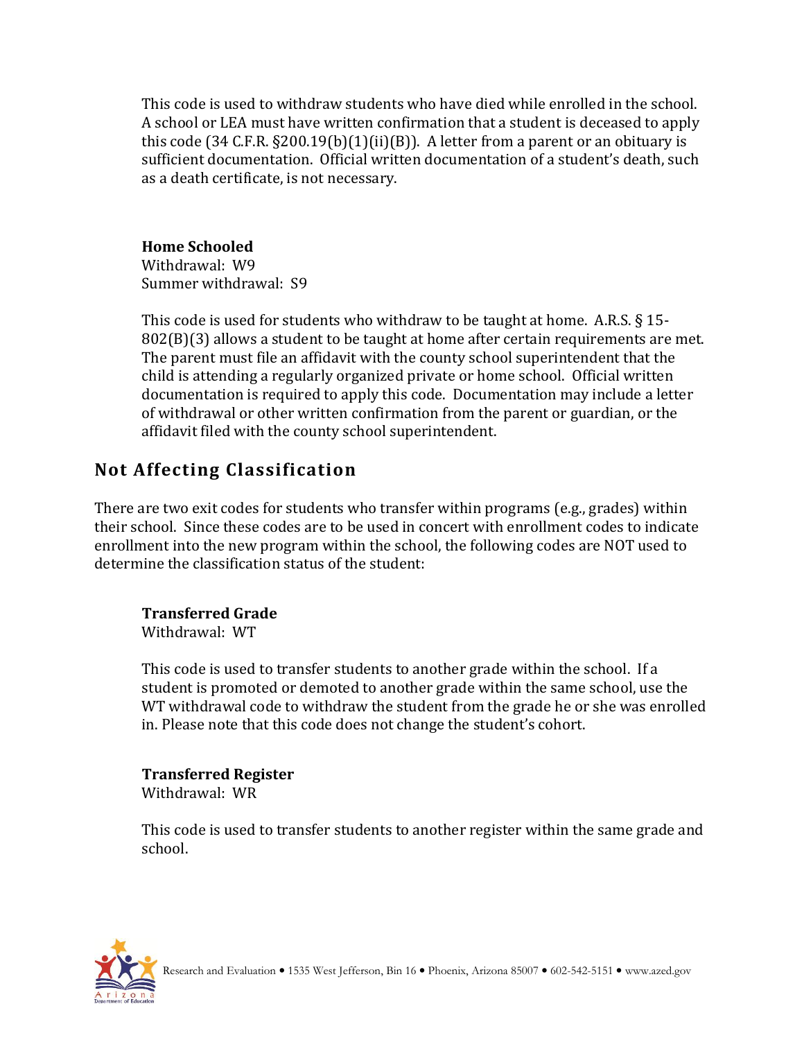This code is used to withdraw students who have died while enrolled in the school. A school or LEA must have written confirmation that a student is deceased to apply this code (34 C.F.R. §200.19(b)(1)(ii)(B)). A letter from a parent or an obituary is sufficient documentation. Official written documentation of a student's death, such as a death certificate, is not necessary.

**Home Schooled**
Withdrawal: W9
Summer withdrawal: S9

This code is used for students who withdraw to be taught at home. A.R.S. § 15-802(B)(3) allows a student to be taught at home after certain requirements are met. The parent must file an affidavit with the county school superintendent that the child is attending a regularly organized private or home school. Official written documentation is required to apply this code. Documentation may include a letter of withdrawal or other written confirmation from the parent or guardian, or the affidavit filed with the county school superintendent.

## Not Affecting Classification

There are two exit codes for students who transfer within programs (e.g., grades) within their school. Since these codes are to be used in concert with enrollment codes to indicate enrollment into the new program within the school, the following codes are NOT used to determine the classification status of the student:

**Transferred Grade**
Withdrawal: WT

This code is used to transfer students to another grade within the school. If a student is promoted or demoted to another grade within the same school, use the WT withdrawal code to withdraw the student from the grade he or she was enrolled in. Please note that this code does not change the student's cohort.

**Transferred Register**
Withdrawal: WR

This code is used to transfer students to another register within the same grade and school.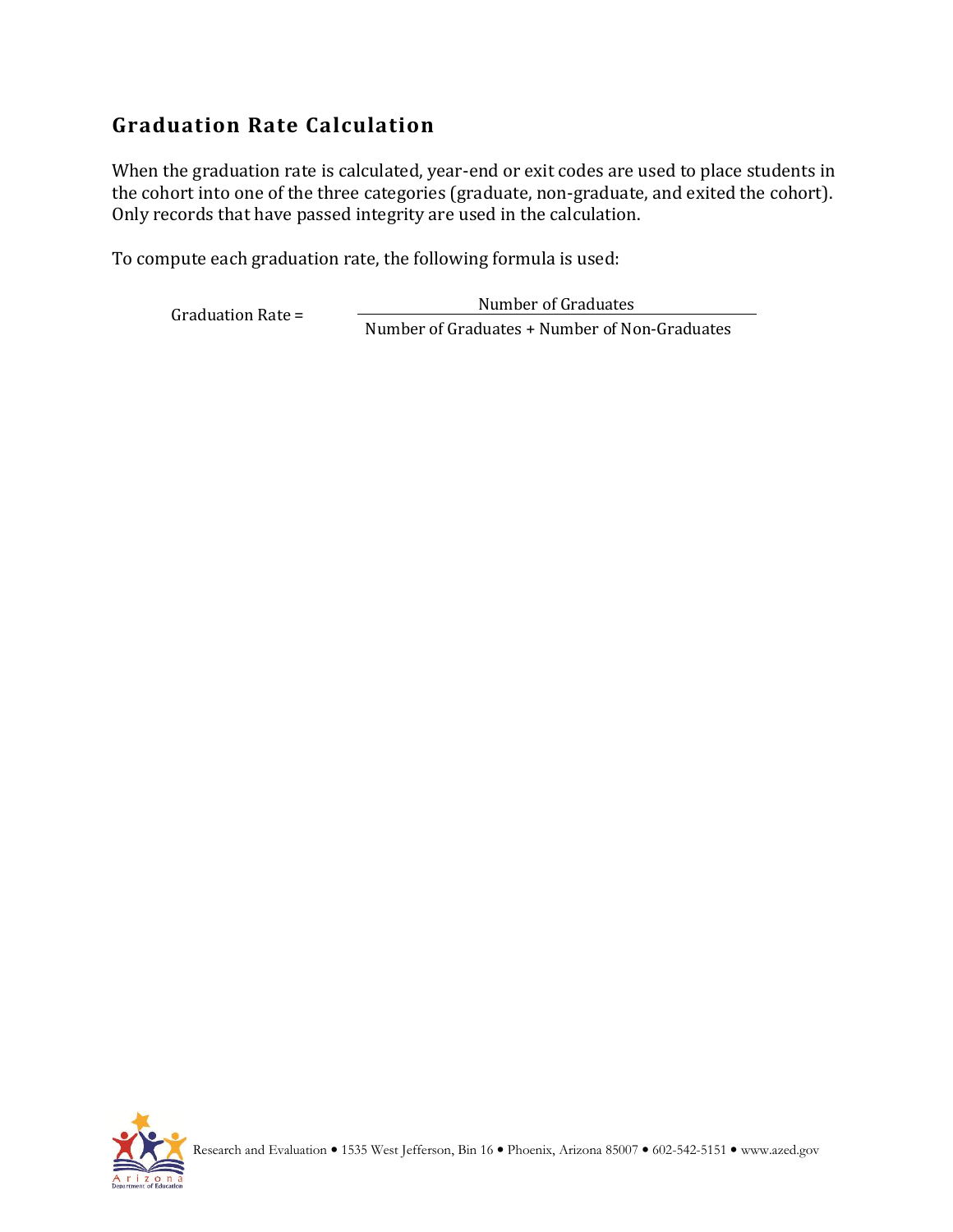## Graduation Rate Calculation

When the graduation rate is calculated, year-end or exit codes are used to place students in the cohort into one of the three categories (graduate, non-graduate, and exited the cohort). Only records that have passed integrity are used in the calculation.

To compute each graduation rate, the following formula is used:

$$\text{Graduation Rate} = \frac{\text{Number of Graduates}}{\text{Number of Graduates} + \text{Number of Non-Graduates}}$$